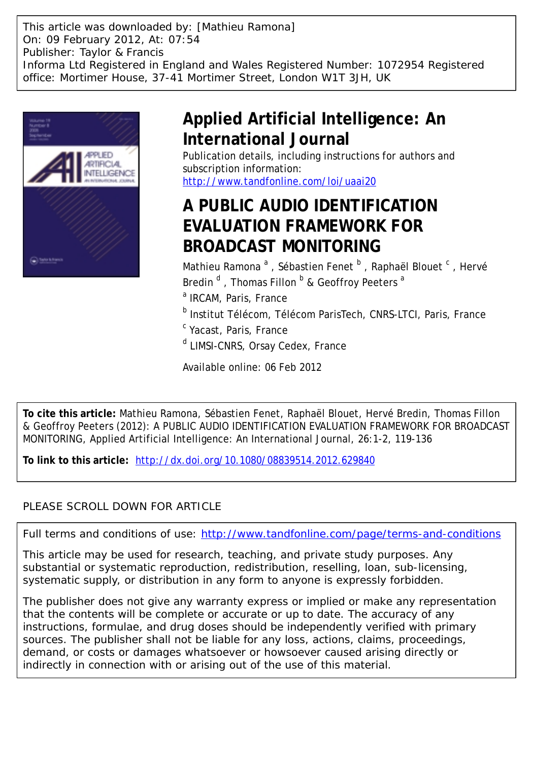This article was downloaded by: [Mathieu Ramona]
On: 09 February 2012, At: 07:54
Publisher: Taylor & Francis
Informa Ltd Registered in England and Wales Registered Number: 1072954 Registered office: Mortimer House, 37-41 Mortimer Street, London W1T 3JH, UK

# Applied Artificial Intelligence: An International Journal

Publication details, including instructions for authors and subscription information:
http://www.tandfonline.com/loi/uaai20

# A PUBLIC AUDIO IDENTIFICATION EVALUATION FRAMEWORK FOR BROADCAST MONITORING

Mathieu Ramona [a], Sébastien Fenet [b], Raphaël Blouet [c], Hervé Bredin [d], Thomas Fillon [b] & Geoffroy Peeters [a]

[a] IRCAM, Paris, France

[b] Institut Télécom, Télécom ParisTech, CNRS-LTCI, Paris, France

[c] Yacast, Paris, France

[d] LIMSI-CNRS, Orsay Cedex, France

Available online: 06 Feb 2012

**To cite this article:** Mathieu Ramona, Sébastien Fenet, Raphaël Blouet, Hervé Bredin, Thomas Fillon & Geoffroy Peeters (2012): A PUBLIC AUDIO IDENTIFICATION EVALUATION FRAMEWORK FOR BROADCAST MONITORING, Applied Artificial Intelligence: An International Journal, 26:1-2, 119-136

**To link to this article:** http://dx.doi.org/10.1080/08839514.2012.629840

PLEASE SCROLL DOWN FOR ARTICLE

Full terms and conditions of use: http://www.tandfonline.com/page/terms-and-conditions

This article may be used for research, teaching, and private study purposes. Any substantial or systematic reproduction, redistribution, reselling, loan, sub-licensing, systematic supply, or distribution in any form to anyone is expressly forbidden.

The publisher does not give any warranty express or implied or make any representation that the contents will be complete or accurate or up to date. The accuracy of any instructions, formulae, and drug doses should be independently verified with primary sources. The publisher shall not be liable for any loss, actions, claims, proceedings, demand, or costs or damages whatsoever or howsoever caused arising directly or indirectly in connection with or arising out of the use of this material.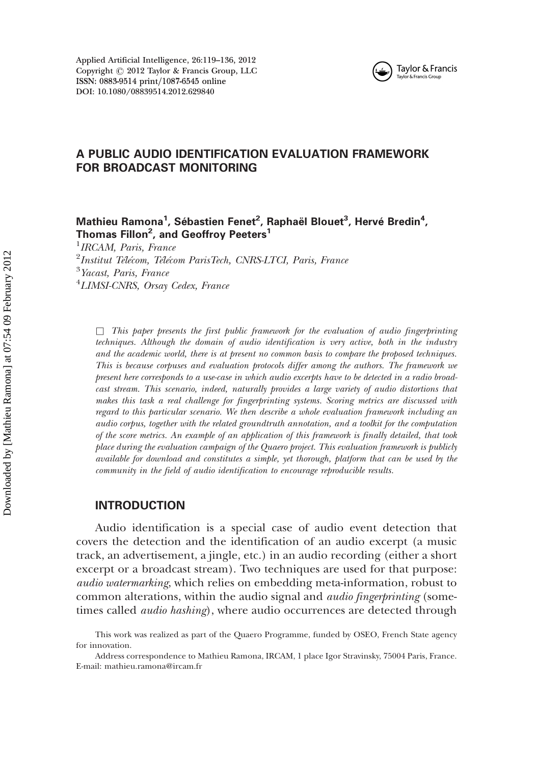# A PUBLIC AUDIO IDENTIFICATION EVALUATION FRAMEWORK FOR BROADCAST MONITORING

**Mathieu Ramona[1], Sébastien Fenet[2], Raphaël Blouet[3], Hervé Bredin[4], Thomas Fillon[2], and Geoffroy Peeters[1]**

[1]*IRCAM, Paris, France*

[2]*Institut Télécom, Télécom ParisTech, CNRS-LTCI, Paris, France*

[3]*Yacast, Paris, France*

[4]*LIMSI-CNRS, Orsay Cedex, France*

□ *This paper presents the first public framework for the evaluation of audio fingerprinting techniques. Although the domain of audio identification is very active, both in the industry and the academic world, there is at present no common basis to compare the proposed techniques. This is because corpuses and evaluation protocols differ among the authors. The framework we present here corresponds to a use-case in which audio excerpts have to be detected in a radio broadcast stream. This scenario, indeed, naturally provides a large variety of audio distortions that makes this task a real challenge for fingerprinting systems. Scoring metrics are discussed with regard to this particular scenario. We then describe a whole evaluation framework including an audio corpus, together with the related groundtruth annotation, and a toolkit for the computation of the score metrics. An example of an application of this framework is finally detailed, that took place during the evaluation campaign of the Quaero project. This evaluation framework is publicly available for download and constitutes a simple, yet thorough, platform that can be used by the community in the field of audio identification to encourage reproducible results.*

## INTRODUCTION

Audio identification is a special case of audio event detection that covers the detection and the identification of an audio excerpt (a music track, an advertisement, a jingle, etc.) in an audio recording (either a short excerpt or a broadcast stream). Two techniques are used for that purpose: *audio watermarking*, which relies on embedding meta-information, robust to common alterations, within the audio signal and *audio fingerprinting* (sometimes called *audio hashing*), where audio occurrences are detected through

This work was realized as part of the Quaero Programme, funded by OSEO, French State agency for innovation.

Address correspondence to Mathieu Ramona, IRCAM, 1 place Igor Stravinsky, 75004 Paris, France. E-mail: mathieu.ramona@ircam.fr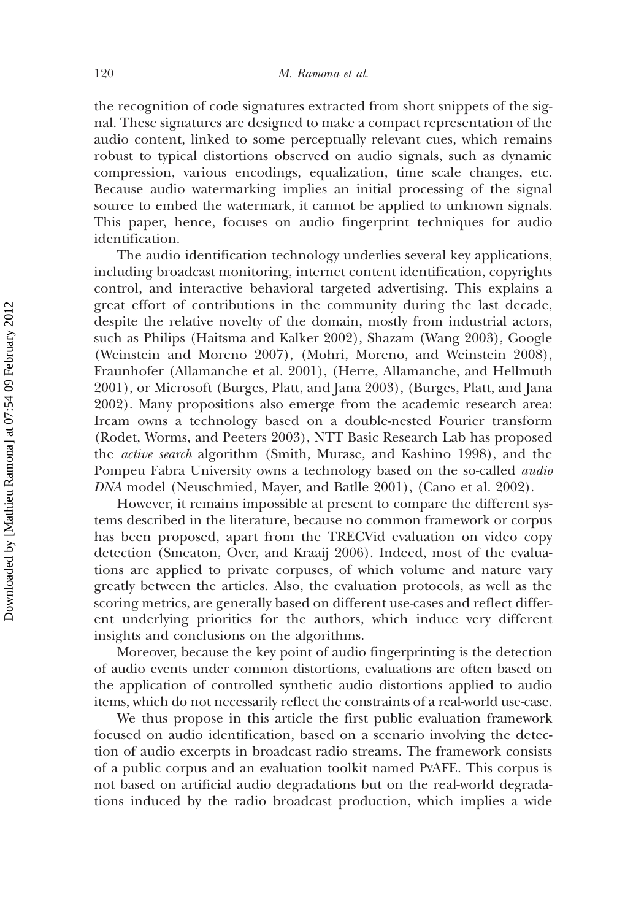the recognition of code signatures extracted from short snippets of the signal. These signatures are designed to make a compact representation of the audio content, linked to some perceptually relevant cues, which remains robust to typical distortions observed on audio signals, such as dynamic compression, various encodings, equalization, time scale changes, etc. Because audio watermarking implies an initial processing of the signal source to embed the watermark, it cannot be applied to unknown signals. This paper, hence, focuses on audio fingerprint techniques for audio identification.

The audio identification technology underlies several key applications, including broadcast monitoring, internet content identification, copyrights control, and interactive behavioral targeted advertising. This explains a great effort of contributions in the community during the last decade, despite the relative novelty of the domain, mostly from industrial actors, such as Philips (Haitsma and Kalker 2002), Shazam (Wang 2003), Google (Weinstein and Moreno 2007), (Mohri, Moreno, and Weinstein 2008), Fraunhofer (Allamanche et al. 2001), (Herre, Allamanche, and Hellmuth 2001), or Microsoft (Burges, Platt, and Jana 2003), (Burges, Platt, and Jana 2002). Many propositions also emerge from the academic research area: Ircam owns a technology based on a double-nested Fourier transform (Rodet, Worms, and Peeters 2003), NTT Basic Research Lab has proposed the *active search* algorithm (Smith, Murase, and Kashino 1998), and the Pompeu Fabra University owns a technology based on the so-called *audio DNA* model (Neuschmied, Mayer, and Batlle 2001), (Cano et al. 2002).

However, it remains impossible at present to compare the different systems described in the literature, because no common framework or corpus has been proposed, apart from the TRECVid evaluation on video copy detection (Smeaton, Over, and Kraaij 2006). Indeed, most of the evaluations are applied to private corpuses, of which volume and nature vary greatly between the articles. Also, the evaluation protocols, as well as the scoring metrics, are generally based on different use-cases and reflect different underlying priorities for the authors, which induce very different insights and conclusions on the algorithms.

Moreover, because the key point of audio fingerprinting is the detection of audio events under common distortions, evaluations are often based on the application of controlled synthetic audio distortions applied to audio items, which do not necessarily reflect the constraints of a real-world use-case.

We thus propose in this article the first public evaluation framework focused on audio identification, based on a scenario involving the detection of audio excerpts in broadcast radio streams. The framework consists of a public corpus and an evaluation toolkit named PyAFE. This corpus is not based on artificial audio degradations but on the real-world degradations induced by the radio broadcast production, which implies a wide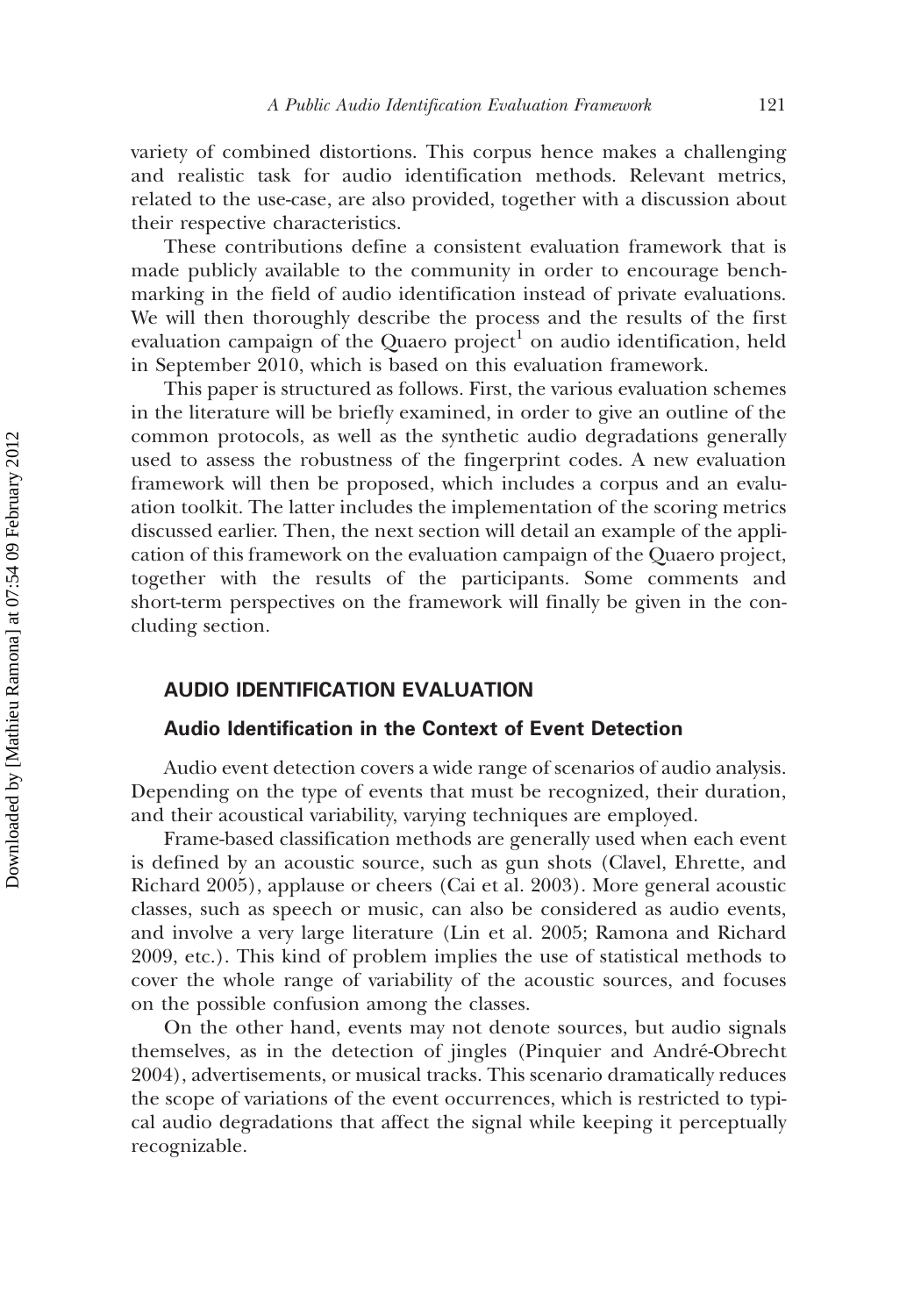variety of combined distortions. This corpus hence makes a challenging and realistic task for audio identification methods. Relevant metrics, related to the use-case, are also provided, together with a discussion about their respective characteristics.

These contributions define a consistent evaluation framework that is made publicly available to the community in order to encourage benchmarking in the field of audio identification instead of private evaluations. We will then thoroughly describe the process and the results of the first evaluation campaign of the Quaero project[1] on audio identification, held in September 2010, which is based on this evaluation framework.

This paper is structured as follows. First, the various evaluation schemes in the literature will be briefly examined, in order to give an outline of the common protocols, as well as the synthetic audio degradations generally used to assess the robustness of the fingerprint codes. A new evaluation framework will then be proposed, which includes a corpus and an evaluation toolkit. The latter includes the implementation of the scoring metrics discussed earlier. Then, the next section will detail an example of the application of this framework on the evaluation campaign of the Quaero project, together with the results of the participants. Some comments and short-term perspectives on the framework will finally be given in the concluding section.

## AUDIO IDENTIFICATION EVALUATION

### Audio Identification in the Context of Event Detection

Audio event detection covers a wide range of scenarios of audio analysis. Depending on the type of events that must be recognized, their duration, and their acoustical variability, varying techniques are employed.

Frame-based classification methods are generally used when each event is defined by an acoustic source, such as gun shots (Clavel, Ehrette, and Richard 2005), applause or cheers (Cai et al. 2003). More general acoustic classes, such as speech or music, can also be considered as audio events, and involve a very large literature (Lin et al. 2005; Ramona and Richard 2009, etc.). This kind of problem implies the use of statistical methods to cover the whole range of variability of the acoustic sources, and focuses on the possible confusion among the classes.

On the other hand, events may not denote sources, but audio signals themselves, as in the detection of jingles (Pinquier and André-Obrecht 2004), advertisements, or musical tracks. This scenario dramatically reduces the scope of variations of the event occurrences, which is restricted to typical audio degradations that affect the signal while keeping it perceptually recognizable.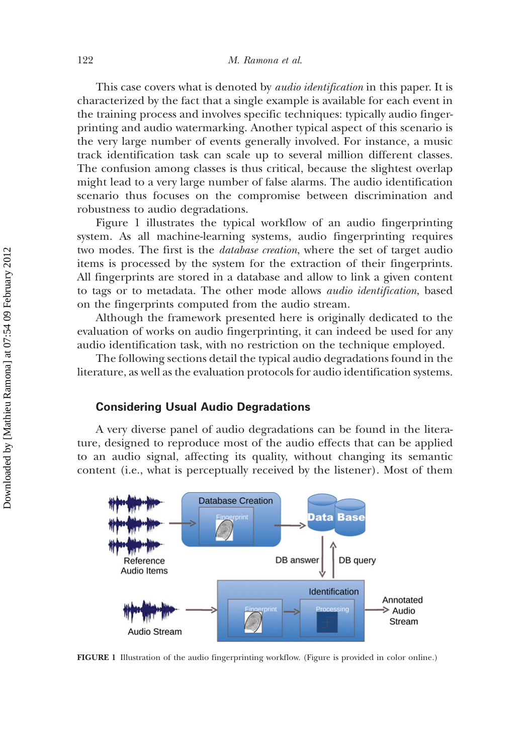This case covers what is denoted by *audio identification* in this paper. It is characterized by the fact that a single example is available for each event in the training process and involves specific techniques: typically audio fingerprinting and audio watermarking. Another typical aspect of this scenario is the very large number of events generally involved. For instance, a music track identification task can scale up to several million different classes. The confusion among classes is thus critical, because the slightest overlap might lead to a very large number of false alarms. The audio identification scenario thus focuses on the compromise between discrimination and robustness to audio degradations.

Figure 1 illustrates the typical workflow of an audio fingerprinting system. As all machine-learning systems, audio fingerprinting requires two modes. The first is the *database creation*, where the set of target audio items is processed by the system for the extraction of their fingerprints. All fingerprints are stored in a database and allow to link a given content to tags or to metadata. The other mode allows *audio identification*, based on the fingerprints computed from the audio stream.

Although the framework presented here is originally dedicated to the evaluation of works on audio fingerprinting, it can indeed be used for any audio identification task, with no restriction on the technique employed.

The following sections detail the typical audio degradations found in the literature, as well as the evaluation protocols for audio identification systems.

## Considering Usual Audio Degradations

A very diverse panel of audio degradations can be found in the literature, designed to reproduce most of the audio effects that can be applied to an audio signal, affecting its quality, without changing its semantic content (i.e., what is perceptually received by the listener). Most of them

**FIGURE 1** Illustration of the audio fingerprinting workflow. (Figure is provided in color online.)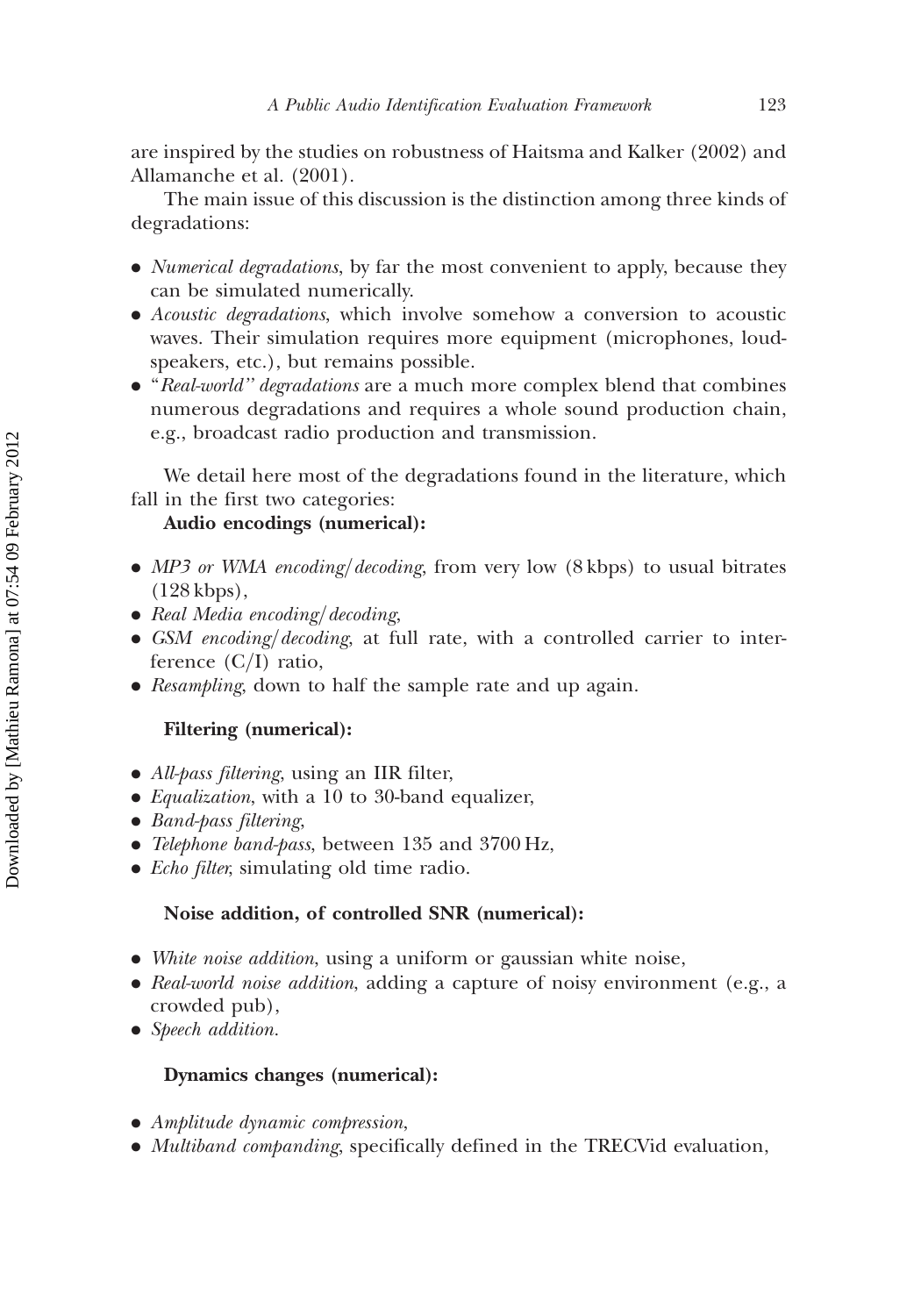are inspired by the studies on robustness of Haitsma and Kalker (2002) and Allamanche et al. (2001).

The main issue of this discussion is the distinction among three kinds of degradations:

- *Numerical degradations*, by far the most convenient to apply, because they can be simulated numerically.
- *Acoustic degradations*, which involve somehow a conversion to acoustic waves. Their simulation requires more equipment (microphones, loudspeakers, etc.), but remains possible.
- "*Real-world" degradations* are a much more complex blend that combines numerous degradations and requires a whole sound production chain, e.g., broadcast radio production and transmission.

We detail here most of the degradations found in the literature, which fall in the first two categories:

**Audio encodings (numerical):**

- *MP3 or WMA encoding/decoding*, from very low (8 kbps) to usual bitrates (128 kbps),
- *Real Media encoding/decoding*,
- *GSM encoding/decoding*, at full rate, with a controlled carrier to interference (C/I) ratio,
- *Resampling*, down to half the sample rate and up again.

**Filtering (numerical):**

- *All-pass filtering*, using an IIR filter,
- *Equalization*, with a 10 to 30-band equalizer,
- *Band-pass filtering*,
- *Telephone band-pass*, between 135 and 3700 Hz,
- *Echo filter*, simulating old time radio.

**Noise addition, of controlled SNR (numerical):**

- *White noise addition*, using a uniform or gaussian white noise,
- *Real-world noise addition*, adding a capture of noisy environment (e.g., a crowded pub),
- *Speech addition*.

**Dynamics changes (numerical):**

- *Amplitude dynamic compression*,
- *Multiband companding*, specifically defined in the TRECVid evaluation,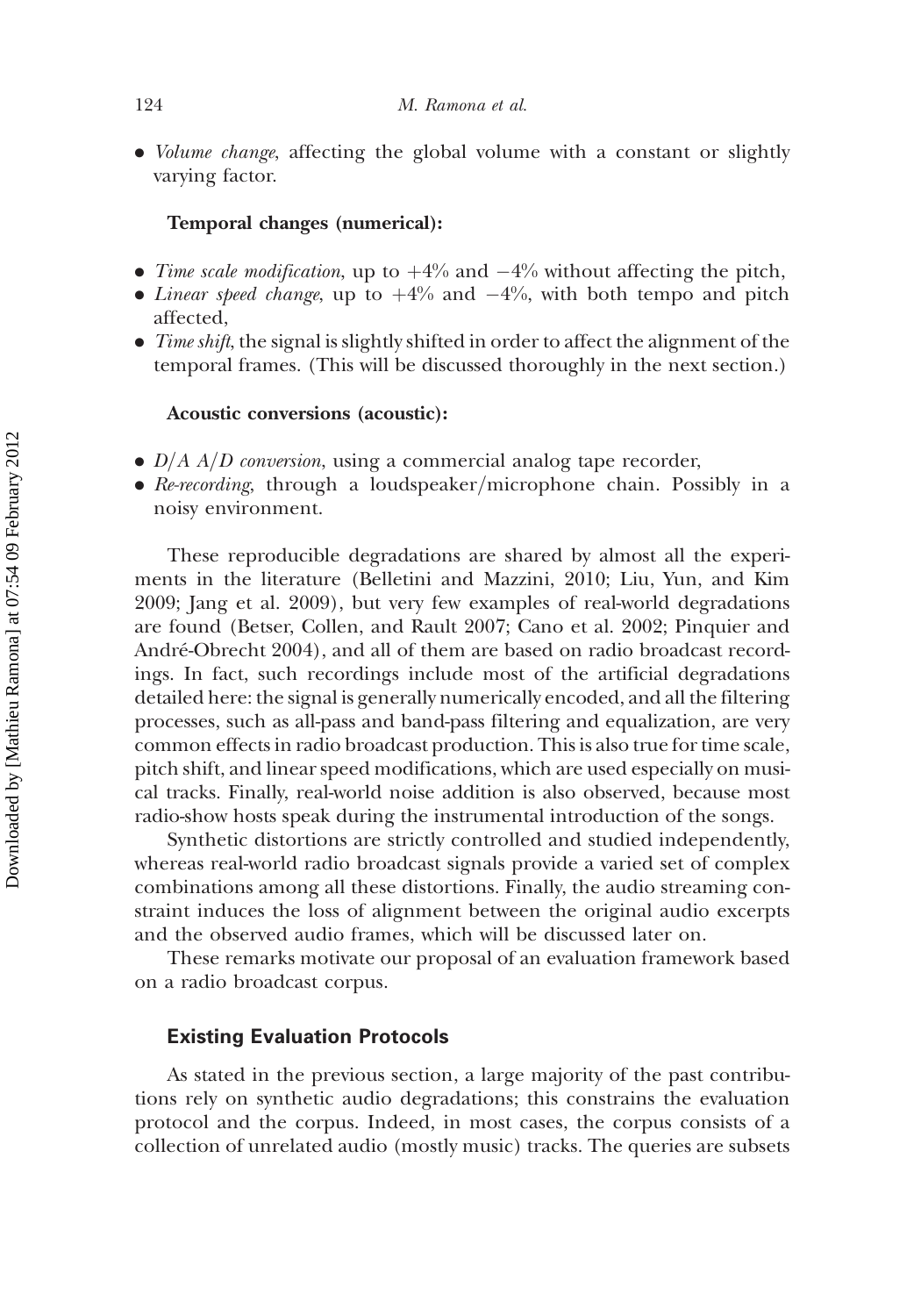- *Volume change*, affecting the global volume with a constant or slightly varying factor.

**Temporal changes (numerical):**

- *Time scale modification*, up to +4% and −4% without affecting the pitch,
- *Linear speed change*, up to +4% and −4%, with both tempo and pitch affected,
- *Time shift*, the signal is slightly shifted in order to affect the alignment of the temporal frames. (This will be discussed thoroughly in the next section.)

**Acoustic conversions (acoustic):**

- *D/A A/D conversion*, using a commercial analog tape recorder,
- *Re-recording*, through a loudspeaker/microphone chain. Possibly in a noisy environment.

These reproducible degradations are shared by almost all the experiments in the literature (Belletini and Mazzini, 2010; Liu, Yun, and Kim 2009; Jang et al. 2009), but very few examples of real-world degradations are found (Betser, Collen, and Rault 2007; Cano et al. 2002; Pinquier and André-Obrecht 2004), and all of them are based on radio broadcast recordings. In fact, such recordings include most of the artificial degradations detailed here: the signal is generally numerically encoded, and all the filtering processes, such as all-pass and band-pass filtering and equalization, are very common effects in radio broadcast production. This is also true for time scale, pitch shift, and linear speed modifications, which are used especially on musical tracks. Finally, real-world noise addition is also observed, because most radio-show hosts speak during the instrumental introduction of the songs.

Synthetic distortions are strictly controlled and studied independently, whereas real-world radio broadcast signals provide a varied set of complex combinations among all these distortions. Finally, the audio streaming constraint induces the loss of alignment between the original audio excerpts and the observed audio frames, which will be discussed later on.

These remarks motivate our proposal of an evaluation framework based on a radio broadcast corpus.

## Existing Evaluation Protocols

As stated in the previous section, a large majority of the past contributions rely on synthetic audio degradations; this constrains the evaluation protocol and the corpus. Indeed, in most cases, the corpus consists of a collection of unrelated audio (mostly music) tracks. The queries are subsets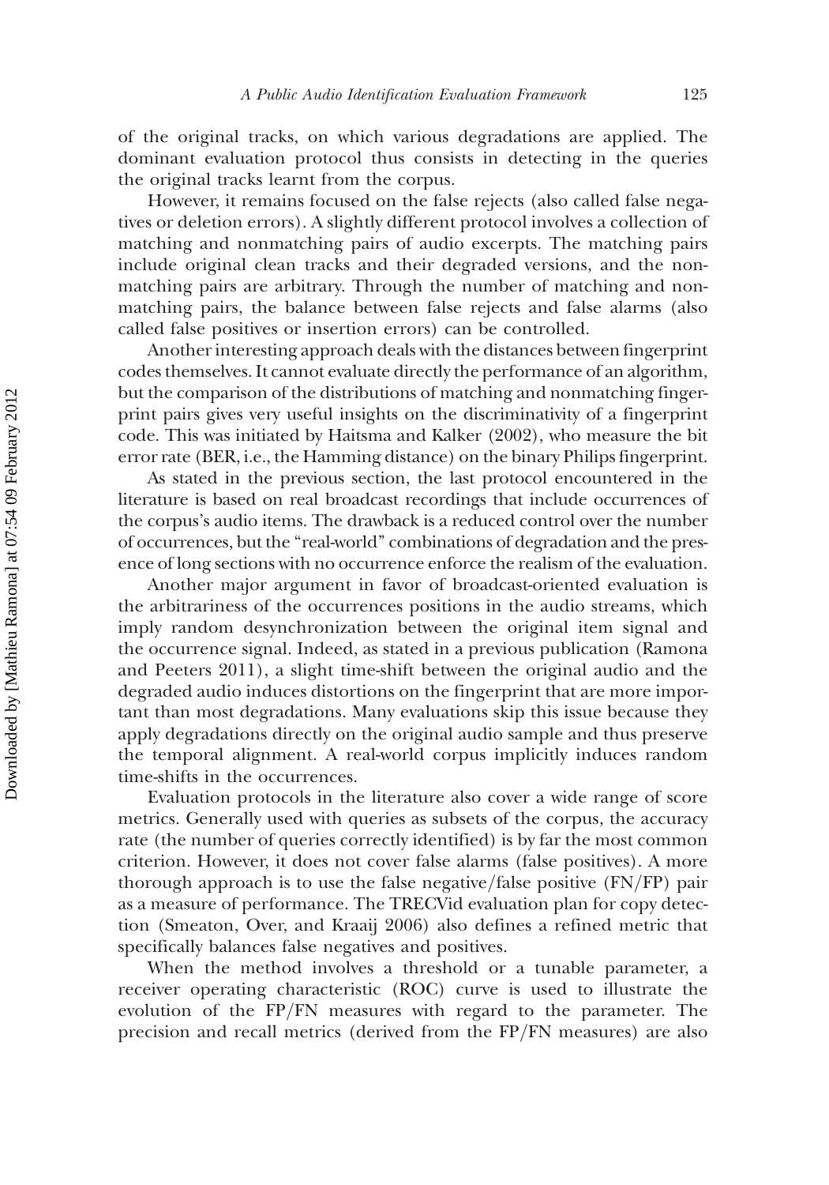of the original tracks, on which various degradations are applied. The dominant evaluation protocol thus consists in detecting in the queries the original tracks learnt from the corpus.

However, it remains focused on the false rejects (also called false negatives or deletion errors). A slightly different protocol involves a collection of matching and nonmatching pairs of audio excerpts. The matching pairs include original clean tracks and their degraded versions, and the nonmatching pairs are arbitrary. Through the number of matching and nonmatching pairs, the balance between false rejects and false alarms (also called false positives or insertion errors) can be controlled.

Another interesting approach deals with the distances between fingerprint codes themselves. It cannot evaluate directly the performance of an algorithm, but the comparison of the distributions of matching and nonmatching fingerprint pairs gives very useful insights on the discriminativity of a fingerprint code. This was initiated by Haitsma and Kalker (2002), who measure the bit error rate (BER, i.e., the Hamming distance) on the binary Philips fingerprint.

As stated in the previous section, the last protocol encountered in the literature is based on real broadcast recordings that include occurrences of the corpus's audio items. The drawback is a reduced control over the number of occurrences, but the "real-world" combinations of degradation and the presence of long sections with no occurrence enforce the realism of the evaluation.

Another major argument in favor of broadcast-oriented evaluation is the arbitrariness of the occurrences positions in the audio streams, which imply random desynchronization between the original item signal and the occurrence signal. Indeed, as stated in a previous publication (Ramona and Peeters 2011), a slight time-shift between the original audio and the degraded audio induces distortions on the fingerprint that are more important than most degradations. Many evaluations skip this issue because they apply degradations directly on the original audio sample and thus preserve the temporal alignment. A real-world corpus implicitly induces random time-shifts in the occurrences.

Evaluation protocols in the literature also cover a wide range of score metrics. Generally used with queries as subsets of the corpus, the accuracy rate (the number of queries correctly identified) is by far the most common criterion. However, it does not cover false alarms (false positives). A more thorough approach is to use the false negative/false positive (FN/FP) pair as a measure of performance. The TRECVid evaluation plan for copy detection (Smeaton, Over, and Kraaij 2006) also defines a refined metric that specifically balances false negatives and positives.

When the method involves a threshold or a tunable parameter, a receiver operating characteristic (ROC) curve is used to illustrate the evolution of the FP/FN measures with regard to the parameter. The precision and recall metrics (derived from the FP/FN measures) are also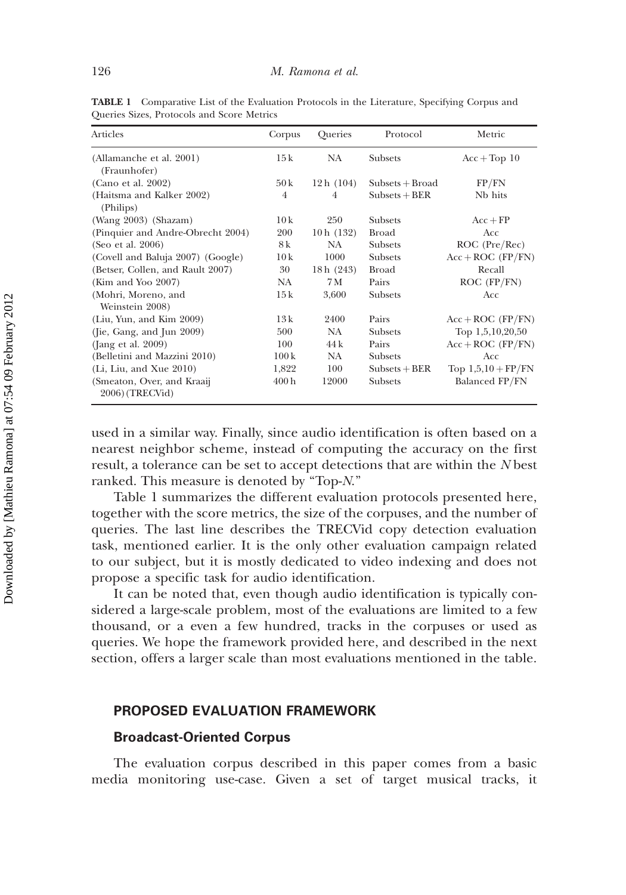**TABLE 1** Comparative List of the Evaluation Protocols in the Literature, Specifying Corpus and Queries Sizes, Protocols and Score Metrics

| Articles | Corpus | Queries | Protocol | Metric |
|---|---|---|---|---|
| (Allamanche et al. 2001) (Fraunhofer) | 15 k | NA | Subsets | Acc + Top 10 |
| (Cano et al. 2002) | 50 k | 12 h (104) | Subsets + Broad | FP/FN |
| (Haitsma and Kalker 2002) (Philips) | 4 | 4 | Subsets + BER | Nb hits |
| (Wang 2003) (Shazam) | 10 k | 250 | Subsets | Acc + FP |
| (Pinquier and Andre-Obrecht 2004) | 200 | 10 h (132) | Broad | Acc |
| (Seo et al. 2006) | 8 k | NA | Subsets | ROC (Pre/Rec) |
| (Covell and Baluja 2007) (Google) | 10 k | 1000 | Subsets | Acc + ROC (FP/FN) |
| (Betser, Collen, and Rault 2007) | 30 | 18 h (243) | Broad | Recall |
| (Kim and Yoo 2007) | NA | 7 M | Pairs | ROC (FP/FN) |
| (Mohri, Moreno, and Weinstein 2008) | 15 k | 3,600 | Subsets | Acc |
| (Liu, Yun, and Kim 2009) | 13 k | 2400 | Pairs | Acc + ROC (FP/FN) |
| (Jie, Gang, and Jun 2009) | 500 | NA | Subsets | Top 1,5,10,20,50 |
| (Jang et al. 2009) | 100 | 44 k | Pairs | Acc + ROC (FP/FN) |
| (Belletini and Mazzini 2010) | 100 k | NA | Subsets | Acc |
| (Li, Liu, and Xue 2010) | 1,822 | 100 | Subsets + BER | Top 1,5,10 + FP/FN |
| (Smeaton, Over, and Kraaij 2006) (TRECVid) | 400 h | 12000 | Subsets | Balanced FP/FN |

used in a similar way. Finally, since audio identification is often based on a nearest neighbor scheme, instead of computing the accuracy on the first result, a tolerance can be set to accept detections that are within the *N* best ranked. This measure is denoted by "Top-*N*."

Table 1 summarizes the different evaluation protocols presented here, together with the score metrics, the size of the corpuses, and the number of queries. The last line describes the TRECVid copy detection evaluation task, mentioned earlier. It is the only other evaluation campaign related to our subject, but it is mostly dedicated to video indexing and does not propose a specific task for audio identification.

It can be noted that, even though audio identification is typically considered a large-scale problem, most of the evaluations are limited to a few thousand, or a even a few hundred, tracks in the corpuses or used as queries. We hope the framework provided here, and described in the next section, offers a larger scale than most evaluations mentioned in the table.

## PROPOSED EVALUATION FRAMEWORK

### Broadcast-Oriented Corpus

The evaluation corpus described in this paper comes from a basic media monitoring use-case. Given a set of target musical tracks, it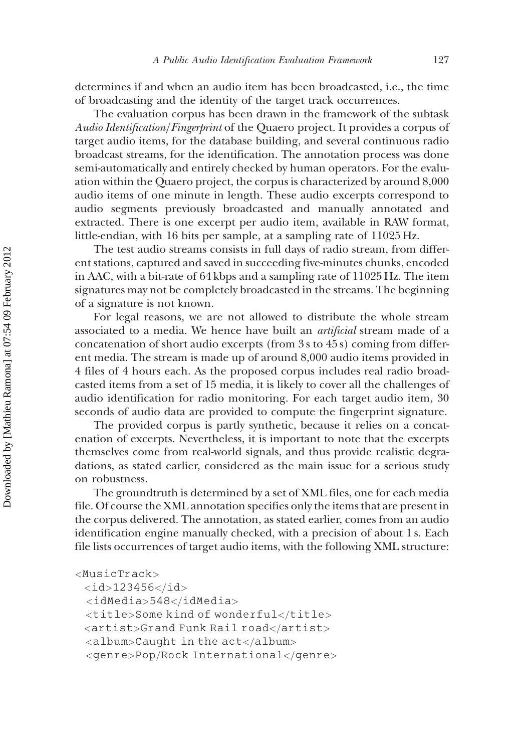determines if and when an audio item has been broadcasted, i.e., the time of broadcasting and the identity of the target track occurrences.

The evaluation corpus has been drawn in the framework of the subtask *Audio Identification/Fingerprint* of the Quaero project. It provides a corpus of target audio items, for the database building, and several continuous radio broadcast streams, for the identification. The annotation process was done semi-automatically and entirely checked by human operators. For the evaluation within the Quaero project, the corpus is characterized by around 8,000 audio items of one minute in length. These audio excerpts correspond to audio segments previously broadcasted and manually annotated and extracted. There is one excerpt per audio item, available in RAW format, little-endian, with 16 bits per sample, at a sampling rate of 11025 Hz.

The test audio streams consists in full days of radio stream, from different stations, captured and saved in succeeding five-minutes chunks, encoded in AAC, with a bit-rate of 64 kbps and a sampling rate of 11025 Hz. The item signatures may not be completely broadcasted in the streams. The beginning of a signature is not known.

For legal reasons, we are not allowed to distribute the whole stream associated to a media. We hence have built an *artificial* stream made of a concatenation of short audio excerpts (from 3 s to 45 s) coming from different media. The stream is made up of around 8,000 audio items provided in 4 files of 4 hours each. As the proposed corpus includes real radio broadcasted items from a set of 15 media, it is likely to cover all the challenges of audio identification for radio monitoring. For each target audio item, 30 seconds of audio data are provided to compute the fingerprint signature.

The provided corpus is partly synthetic, because it relies on a concatenation of excerpts. Nevertheless, it is important to note that the excerpts themselves come from real-world signals, and thus provide realistic degradations, as stated earlier, considered as the main issue for a serious study on robustness.

The groundtruth is determined by a set of XML files, one for each media file. Of course the XML annotation specifies only the items that are present in the corpus delivered. The annotation, as stated earlier, comes from an audio identification engine manually checked, with a precision of about 1 s. Each file lists occurrences of target audio items, with the following XML structure:

```
<MusicTrack>
 <id>123456</id>
 <idMedia>548</idMedia>
 <title>Some kind of wonderful</title>
 <artist>Grand Funk Rail road</artist>
 <album>Caught in the act</album>
 <genre>Pop/Rock International</genre>
```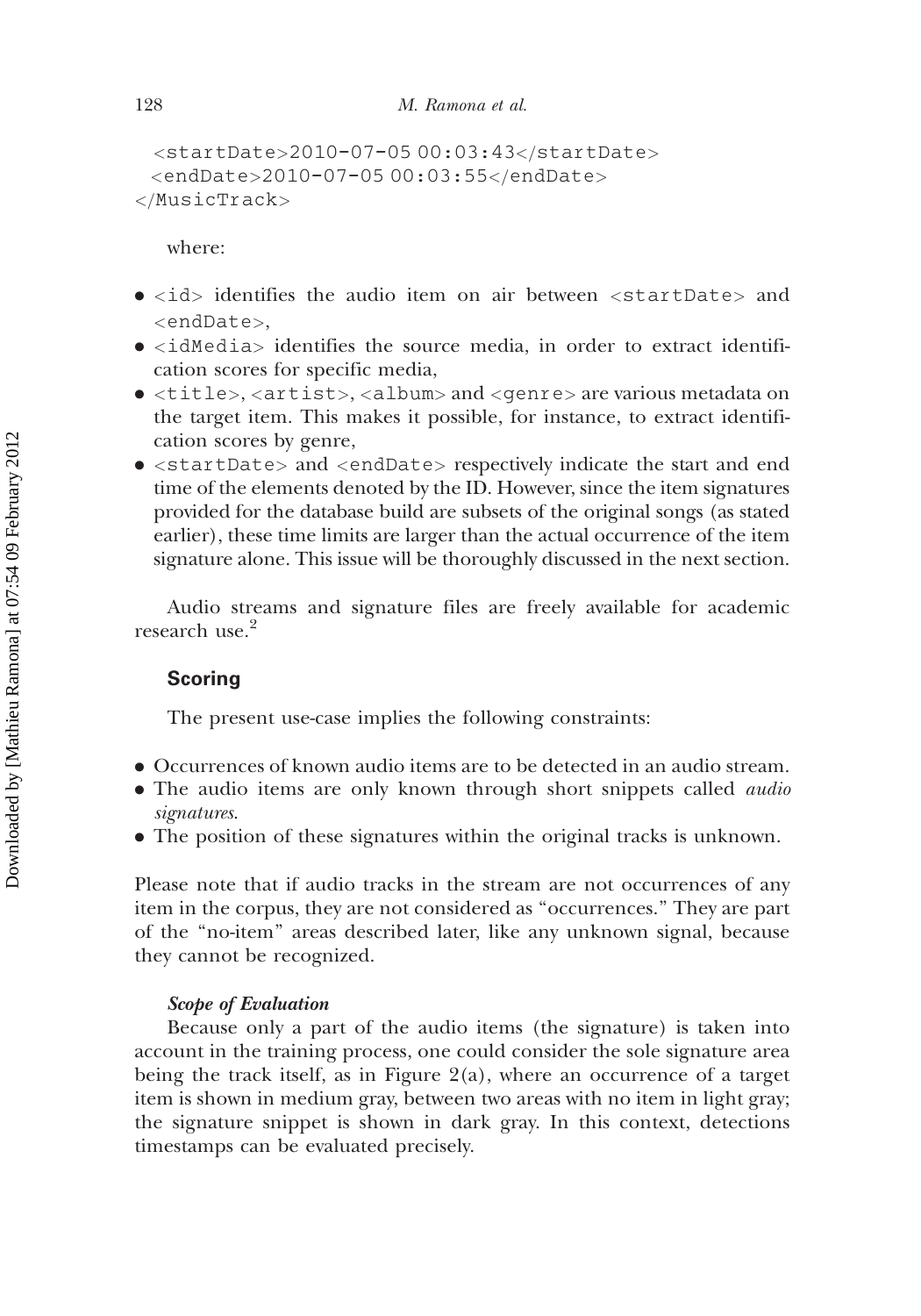```
  <startDate>2010-07-05 00:03:43</startDate>
  <endDate>2010-07-05 00:03:55</endDate>
</MusicTrack>
```

where:

- `<id>` identifies the audio item on air between `<startDate>` and `<endDate>`,
- `<idMedia>` identifies the source media, in order to extract identification scores for specific media,
- `<title>`, `<artist>`, `<album>` and `<genre>` are various metadata on the target item. This makes it possible, for instance, to extract identification scores by genre,
- `<startDate>` and `<endDate>` respectively indicate the start and end time of the elements denoted by the ID. However, since the item signatures provided for the database build are subsets of the original songs (as stated earlier), these time limits are larger than the actual occurrence of the item signature alone. This issue will be thoroughly discussed in the next section.

Audio streams and signature files are freely available for academic research use.[2]

## Scoring

The present use-case implies the following constraints:

- Occurrences of known audio items are to be detected in an audio stream.
- The audio items are only known through short snippets called *audio signatures*.
- The position of these signatures within the original tracks is unknown.

Please note that if audio tracks in the stream are not occurrences of any item in the corpus, they are not considered as "occurrences." They are part of the "no-item" areas described later, like any unknown signal, because they cannot be recognized.

### *Scope of Evaluation*

Because only a part of the audio items (the signature) is taken into account in the training process, one could consider the sole signature area being the track itself, as in Figure 2(a), where an occurrence of a target item is shown in medium gray, between two areas with no item in light gray; the signature snippet is shown in dark gray. In this context, detections timestamps can be evaluated precisely.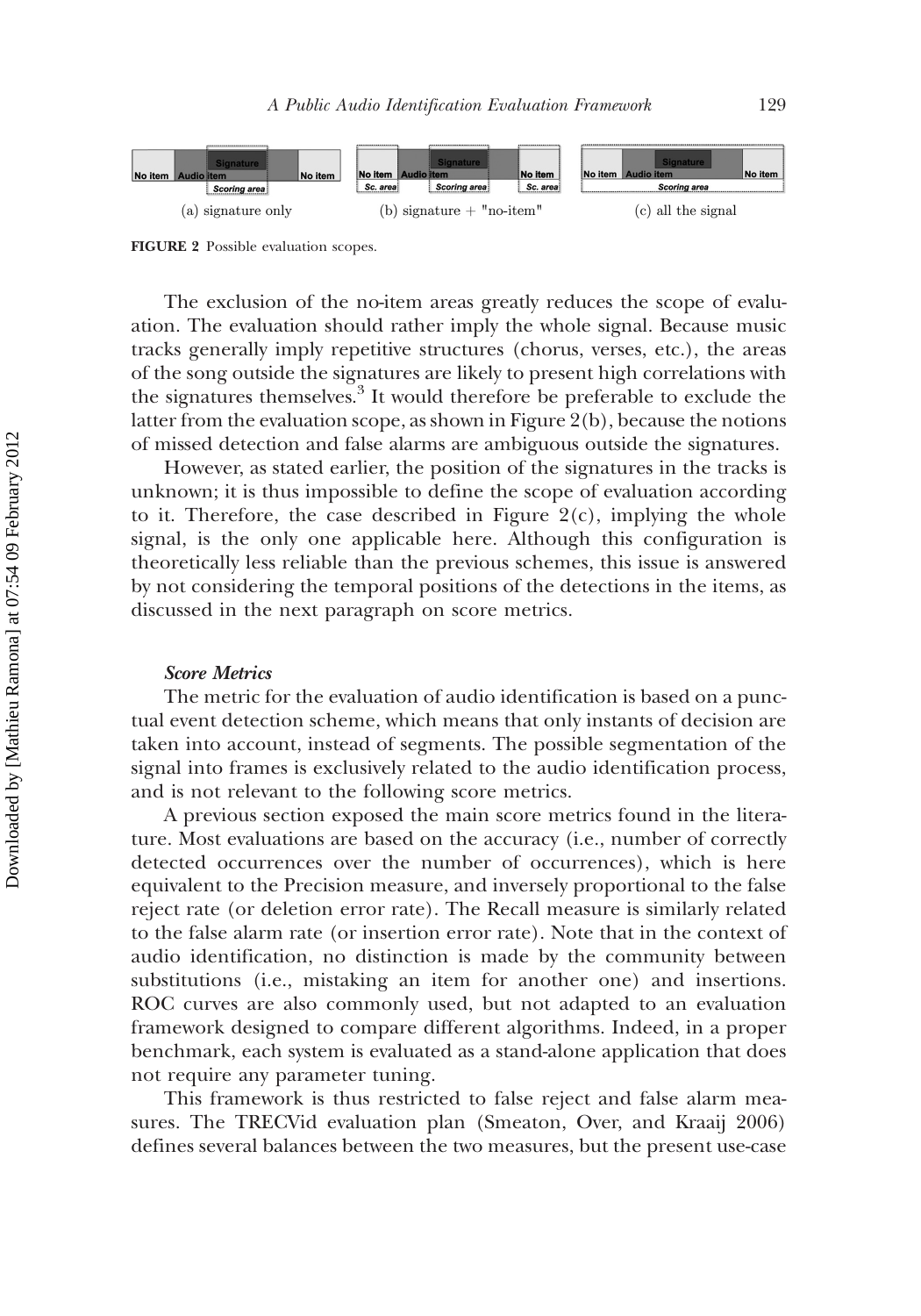No item Audio item Signature Scoring area No item

No item Audio item Signature No item
Sc. area Scoring area Sc. area

No item Audio item Signature No item
Scoring area

(a) signature only (b) signature + "no-item" (c) all the signal

**FIGURE 2** Possible evaluation scopes.

The exclusion of the no-item areas greatly reduces the scope of evaluation. The evaluation should rather imply the whole signal. Because music tracks generally imply repetitive structures (chorus, verses, etc.), the areas of the song outside the signatures are likely to present high correlations with the signatures themselves.[3] It would therefore be preferable to exclude the latter from the evaluation scope, as shown in Figure 2(b), because the notions of missed detection and false alarms are ambiguous outside the signatures.

However, as stated earlier, the position of the signatures in the tracks is unknown; it is thus impossible to define the scope of evaluation according to it. Therefore, the case described in Figure 2(c), implying the whole signal, is the only one applicable here. Although this configuration is theoretically less reliable than the previous schemes, this issue is answered by not considering the temporal positions of the detections in the items, as discussed in the next paragraph on score metrics.

### *Score Metrics*

The metric for the evaluation of audio identification is based on a punctual event detection scheme, which means that only instants of decision are taken into account, instead of segments. The possible segmentation of the signal into frames is exclusively related to the audio identification process, and is not relevant to the following score metrics.

A previous section exposed the main score metrics found in the literature. Most evaluations are based on the accuracy (i.e., number of correctly detected occurrences over the number of occurrences), which is here equivalent to the Precision measure, and inversely proportional to the false reject rate (or deletion error rate). The Recall measure is similarly related to the false alarm rate (or insertion error rate). Note that in the context of audio identification, no distinction is made by the community between substitutions (i.e., mistaking an item for another one) and insertions. ROC curves are also commonly used, but not adapted to an evaluation framework designed to compare different algorithms. Indeed, in a proper benchmark, each system is evaluated as a stand-alone application that does not require any parameter tuning.

This framework is thus restricted to false reject and false alarm measures. The TRECVid evaluation plan (Smeaton, Over, and Kraaij 2006) defines several balances between the two measures, but the present use-case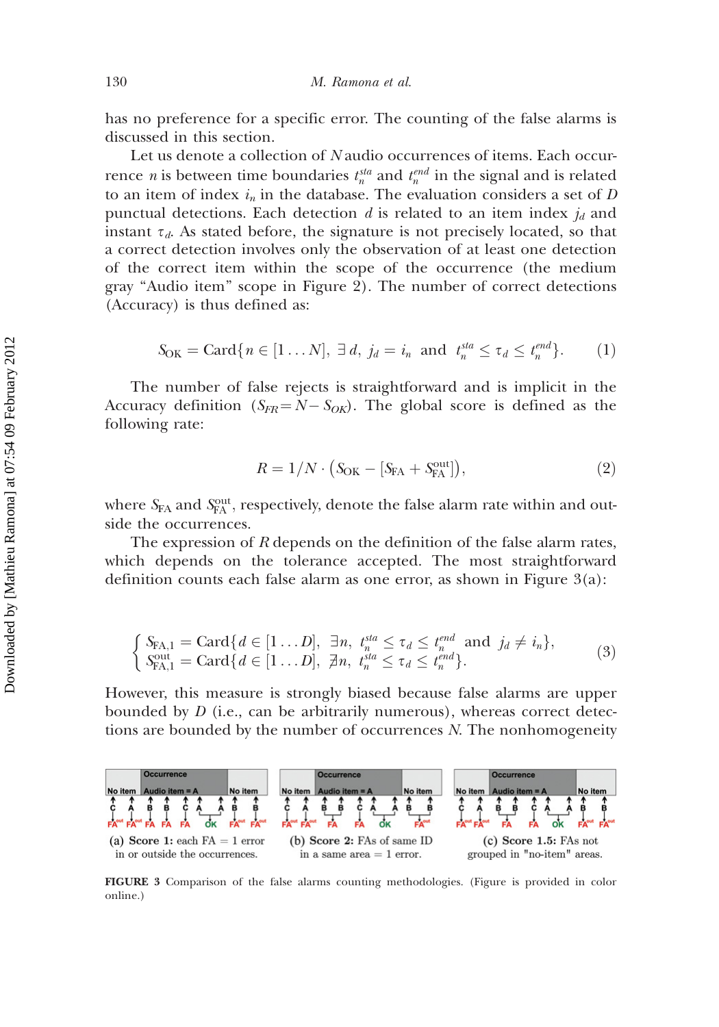has no preference for a specific error. The counting of the false alarms is discussed in this section.

Let us denote a collection of $N$ audio occurrences of items. Each occurrence $n$ is between time boundaries $t_n^{sta}$ and $t_n^{end}$ in the signal and is related to an item of index $i_n$ in the database. The evaluation considers a set of $D$ punctual detections. Each detection $d$ is related to an item index $j_d$ and instant $\tau_d$. As stated before, the signature is not precisely located, so that a correct detection involves only the observation of at least one detection of the correct item within the scope of the occurrence (the medium gray "Audio item" scope in Figure 2). The number of correct detections (Accuracy) is thus defined as:

$$S_{\text{OK}} = \text{Card}\{n \in [1 \dots N],\ \exists\, d,\ j_d = i_n \text{ and } t_n^{sta} \leq \tau_d \leq t_n^{end}\}. \tag{1}$$

The number of false rejects is straightforward and is implicit in the Accuracy definition ($S_{FR} = N - S_{OK}$). The global score is defined as the following rate:

$$R = 1/N \cdot \left(S_{\text{OK}} - [S_{\text{FA}} + S_{\text{FA}}^{\text{out}}]\right), \tag{2}$$

where $S_{\text{FA}}$ and $S_{\text{FA}}^{\text{out}}$, respectively, denote the false alarm rate within and outside the occurrences.

The expression of $R$ depends on the definition of the false alarm rates, which depends on the tolerance accepted. The most straightforward definition counts each false alarm as one error, as shown in Figure 3(a):

$$\begin{cases} S_{\text{FA},1} = \text{Card}\{d \in [1 \dots D],\ \exists n,\ t_n^{sta} \leq \tau_d \leq t_n^{end} \text{ and } j_d \neq i_n\}, \\ S_{\text{FA},1}^{\text{out}} = \text{Card}\{d \in [1 \dots D],\ \nexists n,\ t_n^{sta} \leq \tau_d \leq t_n^{end}\}. \end{cases} \tag{3}$$

However, this measure is strongly biased because false alarms are upper bounded by $D$ (i.e., can be arbitrarily numerous), whereas correct detections are bounded by the number of occurrences $N$. The nonhomogeneity

(a) **Score 1:** each FA = 1 error in or outside the occurrences.

(b) **Score 2:** FAs of same ID in a same area = 1 error.

(c) **Score 1.5:** FAs not grouped in "no-item" areas.

**FIGURE 3** Comparison of the false alarms counting methodologies. (Figure is provided in color online.)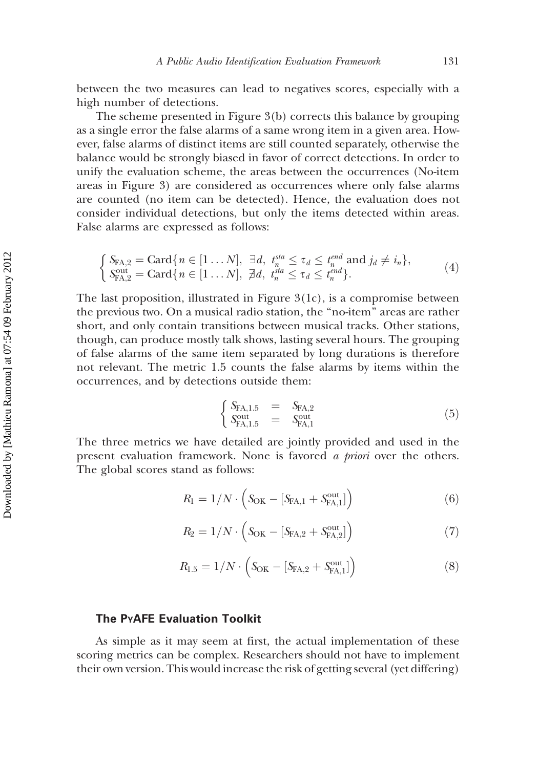between the two measures can lead to negatives scores, especially with a high number of detections.

The scheme presented in Figure 3(b) corrects this balance by grouping as a single error the false alarms of a same wrong item in a given area. However, false alarms of distinct items are still counted separately, otherwise the balance would be strongly biased in favor of correct detections. In order to unify the evaluation scheme, the areas between the occurrences (No-item areas in Figure 3) are considered as occurrences where only false alarms are counted (no item can be detected). Hence, the evaluation does not consider individual detections, but only the items detected within areas. False alarms are expressed as follows:

$$\begin{cases} S_{\mathrm{FA},2} = \mathrm{Card}\{n \in [1 \ldots N],\ \exists d,\ t_n^{sta} \leq \tau_d \leq t_n^{end} \text{ and } j_d \neq i_n\}, \\ S_{\mathrm{FA},2}^{\mathrm{out}} = \mathrm{Card}\{n \in [1 \ldots N],\ \nexists d,\ t_n^{sta} \leq \tau_d \leq t_n^{end}\}. \end{cases} \tag{4}$$

The last proposition, illustrated in Figure 3(1c), is a compromise between the previous two. On a musical radio station, the "no-item" areas are rather short, and only contain transitions between musical tracks. Other stations, though, can produce mostly talk shows, lasting several hours. The grouping of false alarms of the same item separated by long durations is therefore not relevant. The metric 1.5 counts the false alarms by items within the occurrences, and by detections outside them:

$$\begin{cases} S_{\mathrm{FA},1.5} & = & S_{\mathrm{FA},2} \\ S_{\mathrm{FA},1.5}^{\mathrm{out}} & = & S_{\mathrm{FA},1}^{\mathrm{out}} \end{cases} \tag{5}$$

The three metrics we have detailed are jointly provided and used in the present evaluation framework. None is favored *a priori* over the others. The global scores stand as follows:

$$R_1 = 1/N \cdot \left( S_{\mathrm{OK}} - [S_{\mathrm{FA},1} + S_{\mathrm{FA},1}^{\mathrm{out}}] \right) \tag{6}$$

$$R_2 = 1/N \cdot \left( S_{\mathrm{OK}} - [S_{\mathrm{FA},2} + S_{\mathrm{FA},2}^{\mathrm{out}}] \right) \tag{7}$$

$$R_{1.5} = 1/N \cdot \left( S_{\mathrm{OK}} - [S_{\mathrm{FA},2} + S_{\mathrm{FA},1}^{\mathrm{out}}] \right) \tag{8}$$

### The PyAFE Evaluation Toolkit

As simple as it may seem at first, the actual implementation of these scoring metrics can be complex. Researchers should not have to implement their own version. This would increase the risk of getting several (yet differing)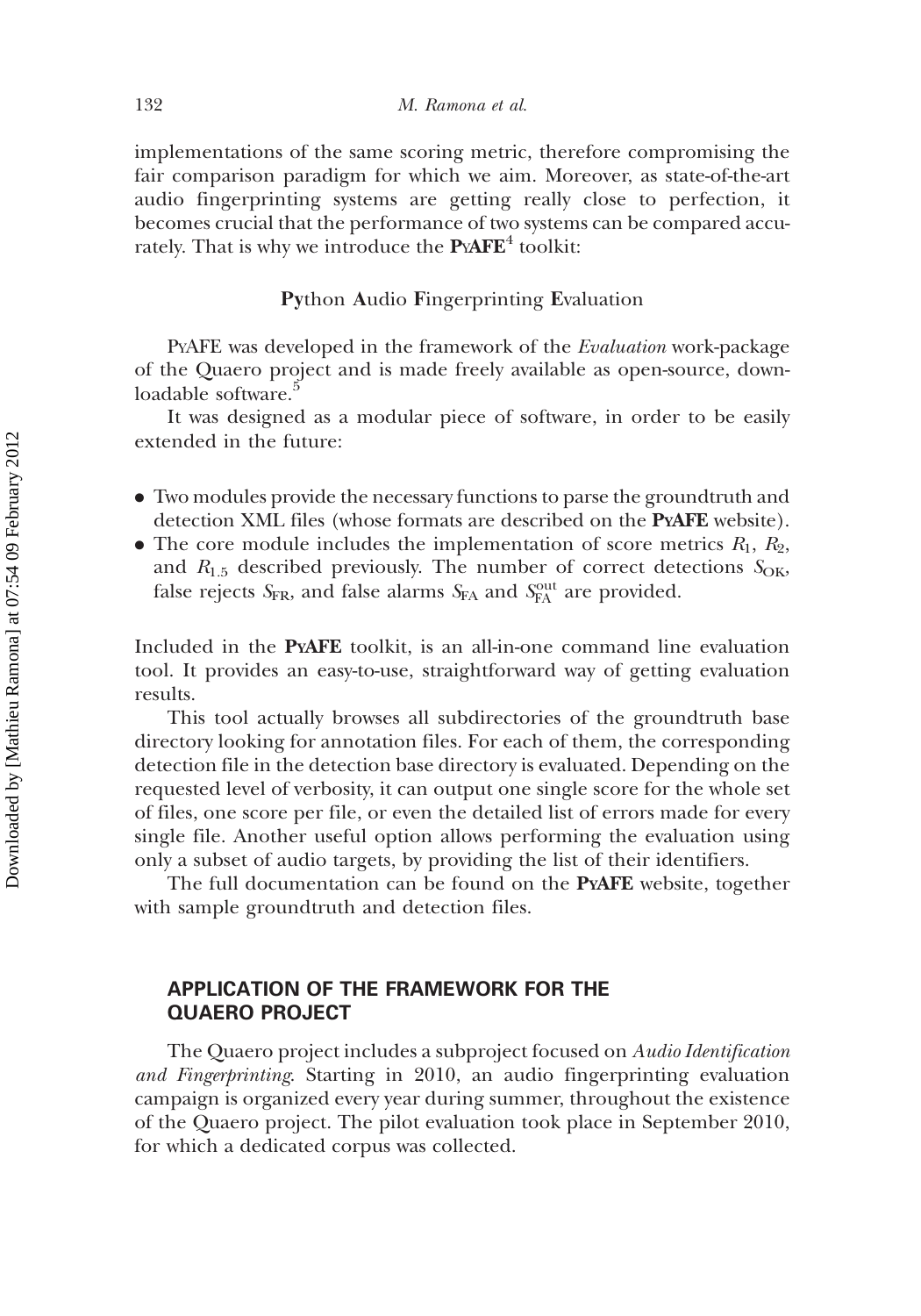implementations of the same scoring metric, therefore compromising the fair comparison paradigm for which we aim. Moreover, as state-of-the-art audio fingerprinting systems are getting really close to perfection, it becomes crucial that the performance of two systems can be compared accurately. That is why we introduce the **PyAFE**[4] toolkit:

**Py**thon **A**udio **F**ingerprinting **E**valuation

PyAFE was developed in the framework of the *Evaluation* work-package of the Quaero project and is made freely available as open-source, downloadable software.[5]

It was designed as a modular piece of software, in order to be easily extended in the future:

- Two modules provide the necessary functions to parse the groundtruth and detection XML files (whose formats are described on the **PyAFE** website).
- The core module includes the implementation of score metrics $R_1$, $R_2$, and $R_{1.5}$ described previously. The number of correct detections $S_{OK}$, false rejects $S_{FR}$, and false alarms $S_{FA}$ and $S_{FA}^{out}$ are provided.

Included in the **PyAFE** toolkit, is an all-in-one command line evaluation tool. It provides an easy-to-use, straightforward way of getting evaluation results.

This tool actually browses all subdirectories of the groundtruth base directory looking for annotation files. For each of them, the corresponding detection file in the detection base directory is evaluated. Depending on the requested level of verbosity, it can output one single score for the whole set of files, one score per file, or even the detailed list of errors made for every single file. Another useful option allows performing the evaluation using only a subset of audio targets, by providing the list of their identifiers.

The full documentation can be found on the **PyAFE** website, together with sample groundtruth and detection files.

## APPLICATION OF THE FRAMEWORK FOR THE QUAERO PROJECT

The Quaero project includes a subproject focused on *Audio Identification and Fingerprinting*. Starting in 2010, an audio fingerprinting evaluation campaign is organized every year during summer, throughout the existence of the Quaero project. The pilot evaluation took place in September 2010, for which a dedicated corpus was collected.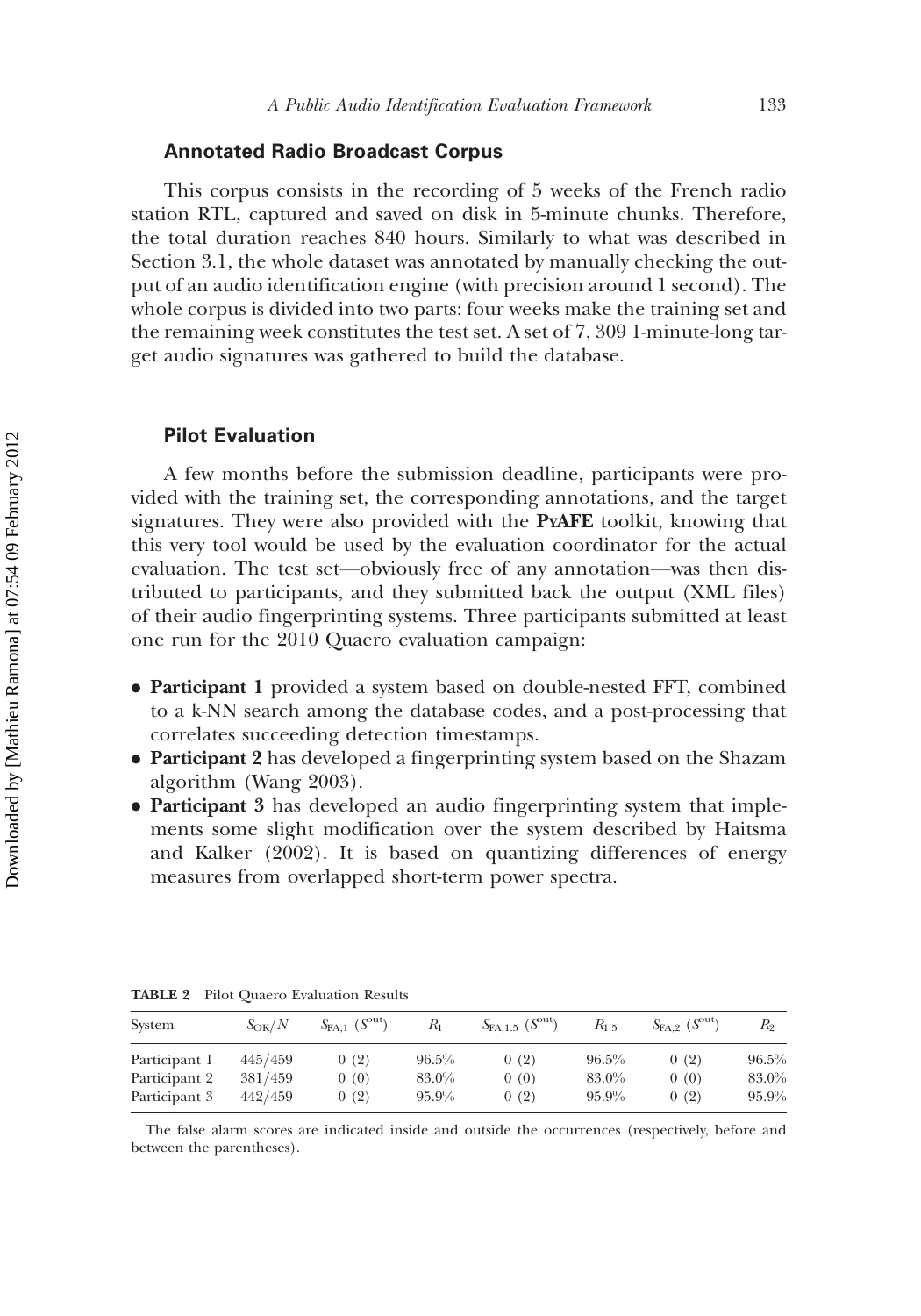### Annotated Radio Broadcast Corpus

This corpus consists in the recording of 5 weeks of the French radio station RTL, captured and saved on disk in 5-minute chunks. Therefore, the total duration reaches 840 hours. Similarly to what was described in Section 3.1, the whole dataset was annotated by manually checking the output of an audio identification engine (with precision around 1 second). The whole corpus is divided into two parts: four weeks make the training set and the remaining week constitutes the test set. A set of 7, 309 1-minute-long target audio signatures was gathered to build the database.

### Pilot Evaluation

A few months before the submission deadline, participants were provided with the training set, the corresponding annotations, and the target signatures. They were also provided with the **PyAFE** toolkit, knowing that this very tool would be used by the evaluation coordinator for the actual evaluation. The test set—obviously free of any annotation—was then distributed to participants, and they submitted back the output (XML files) of their audio fingerprinting systems. Three participants submitted at least one run for the 2010 Quaero evaluation campaign:

- **Participant 1** provided a system based on double-nested FFT, combined to a k-NN search among the database codes, and a post-processing that correlates succeeding detection timestamps.
- **Participant 2** has developed a fingerprinting system based on the Shazam algorithm (Wang 2003).
- **Participant 3** has developed an audio fingerprinting system that implements some slight modification over the system described by Haitsma and Kalker (2002). It is based on quantizing differences of energy measures from overlapped short-term power spectra.

**TABLE 2** Pilot Quaero Evaluation Results

| System | $S_{OK}/N$ | $S_{FA,1}$ ($S^{out}$) | $R_1$ | $S_{FA,1.5}$ ($S^{out}$) | $R_{1.5}$ | $S_{FA,2}$ ($S^{out}$) | $R_2$ |
|---|---|---|---|---|---|---|---|
| Participant 1 | 445/459 | 0 (2) | 96.5% | 0 (2) | 96.5% | 0 (2) | 96.5% |
| Participant 2 | 381/459 | 0 (0) | 83.0% | 0 (0) | 83.0% | 0 (0) | 83.0% |
| Participant 3 | 442/459 | 0 (2) | 95.9% | 0 (2) | 95.9% | 0 (2) | 95.9% |

The false alarm scores are indicated inside and outside the occurrences (respectively, before and between the parentheses).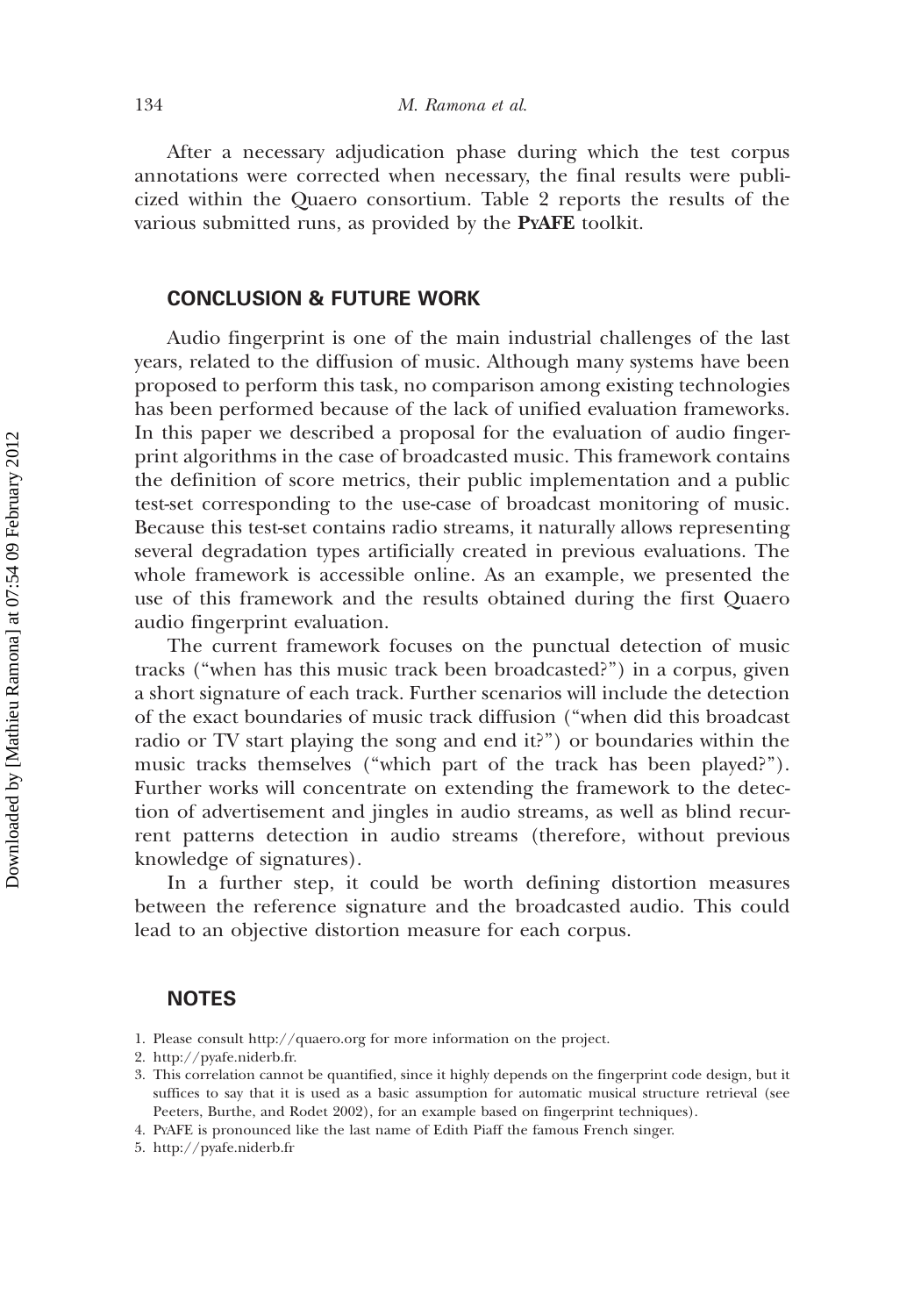After a necessary adjudication phase during which the test corpus annotations were corrected when necessary, the final results were publicized within the Quaero consortium. Table 2 reports the results of the various submitted runs, as provided by the **PYAFE** toolkit.

## CONCLUSION & FUTURE WORK

Audio fingerprint is one of the main industrial challenges of the last years, related to the diffusion of music. Although many systems have been proposed to perform this task, no comparison among existing technologies has been performed because of the lack of unified evaluation frameworks. In this paper we described a proposal for the evaluation of audio fingerprint algorithms in the case of broadcasted music. This framework contains the definition of score metrics, their public implementation and a public test-set corresponding to the use-case of broadcast monitoring of music. Because this test-set contains radio streams, it naturally allows representing several degradation types artificially created in previous evaluations. The whole framework is accessible online. As an example, we presented the use of this framework and the results obtained during the first Quaero audio fingerprint evaluation.

The current framework focuses on the punctual detection of music tracks ("when has this music track been broadcasted?") in a corpus, given a short signature of each track. Further scenarios will include the detection of the exact boundaries of music track diffusion ("when did this broadcast radio or TV start playing the song and end it?") or boundaries within the music tracks themselves ("which part of the track has been played?"). Further works will concentrate on extending the framework to the detection of advertisement and jingles in audio streams, as well as blind recurrent patterns detection in audio streams (therefore, without previous knowledge of signatures).

In a further step, it could be worth defining distortion measures between the reference signature and the broadcasted audio. This could lead to an objective distortion measure for each corpus.

## NOTES

1. Please consult http://quaero.org for more information on the project.
2. http://pyafe.niderb.fr.
3. This correlation cannot be quantified, since it highly depends on the fingerprint code design, but it suffices to say that it is used as a basic assumption for automatic musical structure retrieval (see Peeters, Burthe, and Rodet 2002), for an example based on fingerprint techniques).
4. PYAFE is pronounced like the last name of Edith Piaff the famous French singer.
5. http://pyafe.niderb.fr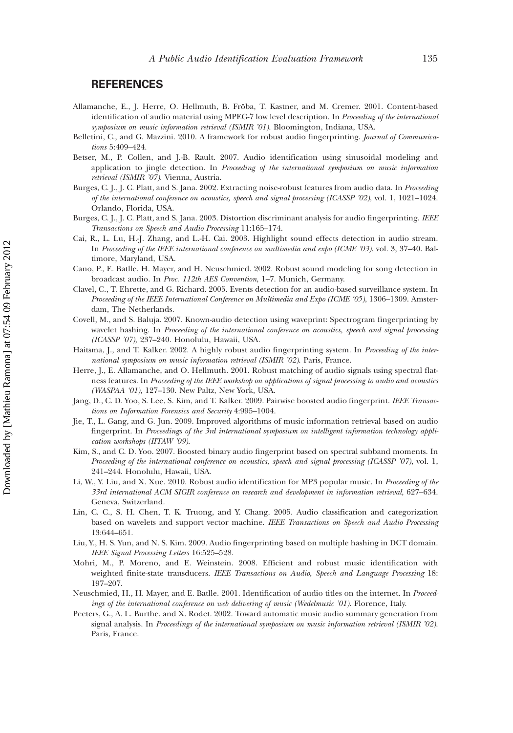## REFERENCES

Allamanche, E., J. Herre, O. Hellmuth, B. Fröba, T. Kastner, and M. Cremer. 2001. Content-based identification of audio material using MPEG-7 low level description. In *Proceeding of the international symposium on music information retrieval (ISMIR '01)*. Bloomington, Indiana, USA.

Belletini, C., and G. Mazzini. 2010. A framework for robust audio fingerprinting. *Journal of Communications* 5:409–424.

Betser, M., P. Collen, and J.-B. Rault. 2007. Audio identification using sinusoidal modeling and application to jingle detection. In *Proceeding of the international symposium on music information retrieval (ISMIR '07)*. Vienna, Austria.

Burges, C. J., J. C. Platt, and S. Jana. 2002. Extracting noise-robust features from audio data. In *Proceeding of the international conference on acoustics, speech and signal processing (ICASSP '02)*, vol. 1, 1021–1024. Orlando, Florida, USA.

Burges, C. J., J. C. Platt, and S. Jana. 2003. Distortion discriminant analysis for audio fingerprinting. *IEEE Transactions on Speech and Audio Processing* 11:165–174.

Cai, R., L. Lu, H.-J. Zhang, and L.-H. Cai. 2003. Highlight sound effects detection in audio stream. In *Proceeding of the IEEE international conference on multimedia and expo (ICME '03)*, vol. 3, 37–40. Baltimore, Maryland, USA.

Cano, P., E. Batlle, H. Mayer, and H. Neuschmied. 2002. Robust sound modeling for song detection in broadcast audio. In *Proc. 112th AES Convention*, 1–7. Munich, Germany.

Clavel, C., T. Ehrette, and G. Richard. 2005. Events detection for an audio-based surveillance system. In *Proceeding of the IEEE International Conference on Multimedia and Expo (ICME '05)*, 1306–1309. Amsterdam, The Netherlands.

Covell, M., and S. Baluja. 2007. Known-audio detection using waveprint: Spectrogram fingerprinting by wavelet hashing. In *Proceeding of the international conference on acoustics, speech and signal processing (ICASSP '07)*, 237–240. Honolulu, Hawaii, USA.

Haitsma, J., and T. Kalker. 2002. A highly robust audio fingerprinting system. In *Proceeding of the international symposium on music information retrieval (ISMIR '02)*. Paris, France.

Herre, J., E. Allamanche, and O. Hellmuth. 2001. Robust matching of audio signals using spectral flatness features. In *Proceeding of the IEEE workshop on applications of signal processing to audio and acoustics (WASPAA '01)*, 127–130. New Paltz, New York, USA.

Jang, D., C. D. Yoo, S. Lee, S. Kim, and T. Kalker. 2009. Pairwise boosted audio fingerprint. *IEEE Transactions on Information Forensics and Security* 4:995–1004.

Jie, T., L. Gang, and G. Jun. 2009. Improved algorithms of music information retrieval based on audio fingerprint. In *Proceedings of the 3rd international symposium on intelligent information technology application workshops (IITAW '09)*.

Kim, S., and C. D. Yoo. 2007. Boosted binary audio fingerprint based on spectral subband moments. In *Proceeding of the international conference on acoustics, speech and signal processing (ICASSP '07)*, vol. 1, 241–244. Honolulu, Hawaii, USA.

Li, W., Y. Liu, and X. Xue. 2010. Robust audio identification for MP3 popular music. In *Proceeding of the 33rd international ACM SIGIR conference on research and development in information retrieval*, 627–634. Geneva, Switzerland.

Lin, C. C., S. H. Chen, T. K. Truong, and Y. Chang. 2005. Audio classification and categorization based on wavelets and support vector machine. *IEEE Transactions on Speech and Audio Processing* 13:644–651.

Liu, Y., H. S. Yun, and N. S. Kim. 2009. Audio fingerprinting based on multiple hashing in DCT domain. *IEEE Signal Processing Letters* 16:525–528.

Mohri, M., P. Moreno, and E. Weinstein. 2008. Efficient and robust music identification with weighted finite-state transducers. *IEEE Transactions on Audio, Speech and Language Processing* 18: 197–207.

Neuschmied, H., H. Mayer, and E. Batlle. 2001. Identification of audio titles on the internet. In *Proceedings of the international conference on web delivering of music (Wedelmusic '01)*. Florence, Italy.

Peeters, G., A. L. Burthe, and X. Rodet. 2002. Toward automatic music audio summary generation from signal analysis. In *Proceedings of the international symposium on music information retrieval (ISMIR '02)*. Paris, France.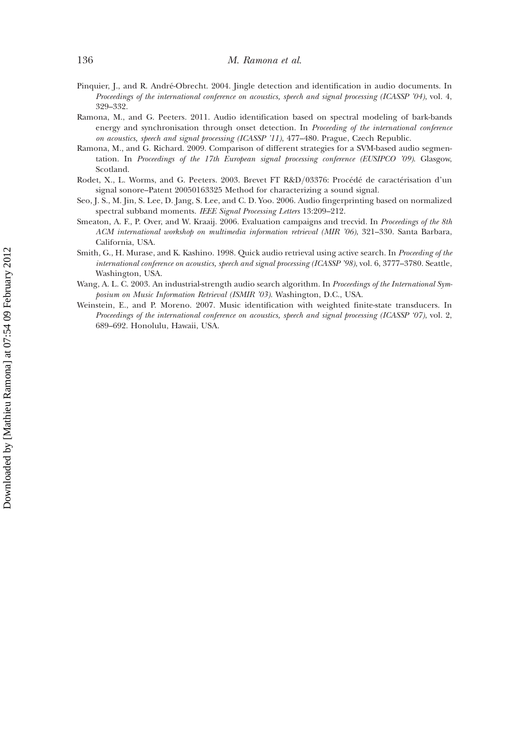Pinquier, J., and R. André-Obrecht. 2004. Jingle detection and identification in audio documents. In *Proceedings of the international conference on acoustics, speech and signal processing (ICASSP '04)*, vol. 4, 329–332.

Ramona, M., and G. Peeters. 2011. Audio identification based on spectral modeling of bark-bands energy and synchronisation through onset detection. In *Proceeding of the international conference on acoustics, speech and signal processing (ICASSP '11)*, 477–480. Prague, Czech Republic.

Ramona, M., and G. Richard. 2009. Comparison of different strategies for a SVM-based audio segmentation. In *Proceedings of the 17th European signal processing conference (EUSIPCO '09)*. Glasgow, Scotland.

Rodet, X., L. Worms, and G. Peeters. 2003. Brevet FT R&D/03376: Procédé de caractérisation d'un signal sonore–Patent 20050163325 Method for characterizing a sound signal.

Seo, J. S., M. Jin, S. Lee, D. Jang, S. Lee, and C. D. Yoo. 2006. Audio fingerprinting based on normalized spectral subband moments. *IEEE Signal Processing Letters* 13:209–212.

Smeaton, A. F., P. Over, and W. Kraaij. 2006. Evaluation campaigns and trecvid. In *Proceedings of the 8th ACM international workshop on multimedia information retrieval (MIR '06)*, 321–330. Santa Barbara, California, USA.

Smith, G., H. Murase, and K. Kashino. 1998. Quick audio retrieval using active search. In *Proceeding of the international conference on acoustics, speech and signal processing (ICASSP '98)*, vol. 6, 3777–3780. Seattle, Washington, USA.

Wang, A. L. C. 2003. An industrial-strength audio search algorithm. In *Proceedings of the International Symposium on Music Information Retrieval (ISMIR '03)*. Washington, D.C., USA.

Weinstein, E., and P. Moreno. 2007. Music identification with weighted finite-state transducers. In *Proceedings of the international conference on acoustics, speech and signal processing (ICASSP '07)*, vol. 2, 689–692. Honolulu, Hawaii, USA.